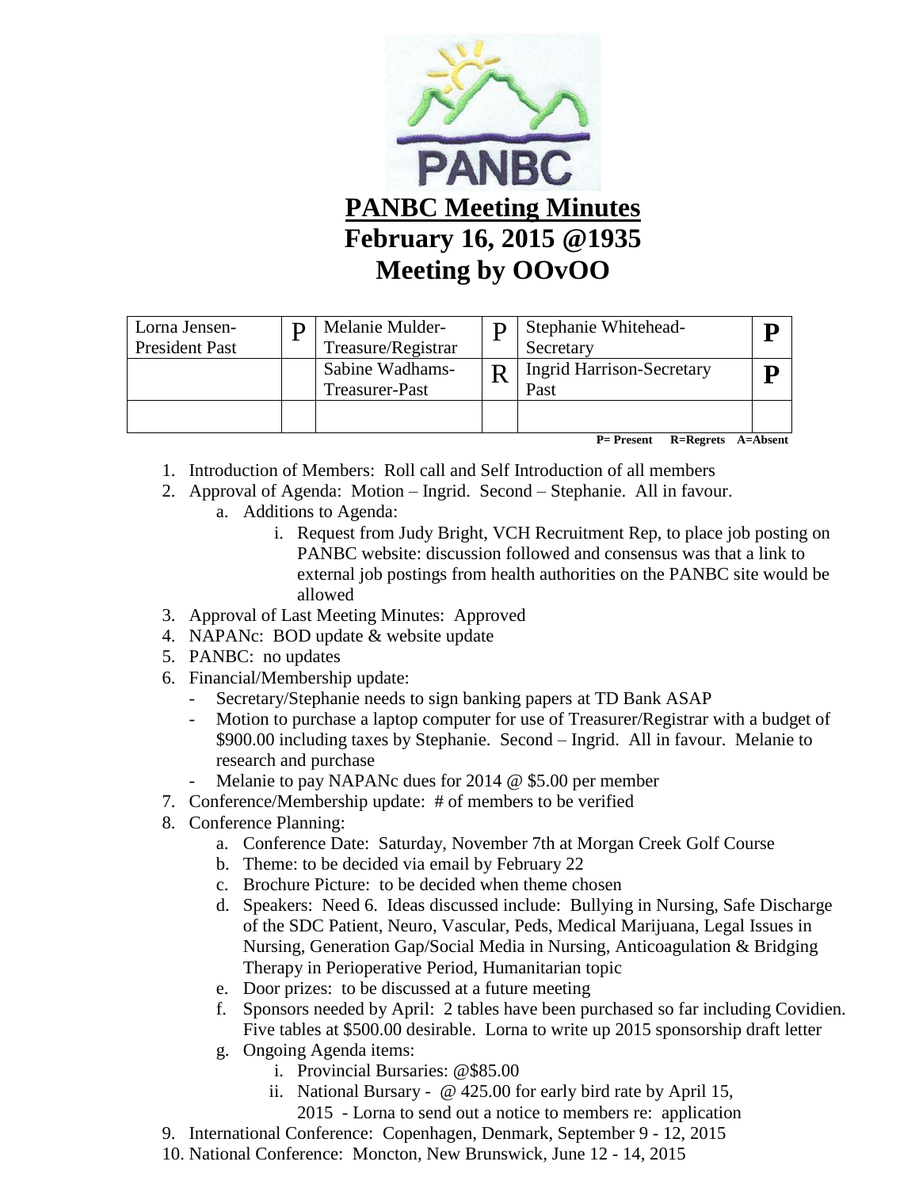# PANBC Meeting Minutes

## February 16, 2015 @1935

## Meeting by OOvOO

| | | | | | |
|---|---|---|---|---|---|
| Lorna Jensen-President Past | P | Melanie Mulder-Treasure/Registrar | P | Stephanie Whitehead-Secretary | **P** |
| | | Sabine Wadhams-Treasurer-Past | R | Ingrid Harrison-Secretary Past | **P** |
| | | | | | |

**P= Present R=Regrets A=Absent**

1. Introduction of Members: Roll call and Self Introduction of all members
2. Approval of Agenda: Motion – Ingrid. Second – Stephanie. All in favour.
   a. Additions to Agenda:
      i. Request from Judy Bright, VCH Recruitment Rep, to place job posting on PANBC website: discussion followed and consensus was that a link to external job postings from health authorities on the PANBC site would be allowed
3. Approval of Last Meeting Minutes: Approved
4. NAPANc: BOD update & website update
5. PANBC: no updates
6. Financial/Membership update:
   - Secretary/Stephanie needs to sign banking papers at TD Bank ASAP
   - Motion to purchase a laptop computer for use of Treasurer/Registrar with a budget of $900.00 including taxes by Stephanie. Second – Ingrid. All in favour. Melanie to research and purchase
   - Melanie to pay NAPANc dues for 2014 @ $5.00 per member
7. Conference/Membership update: # of members to be verified
8. Conference Planning:
   a. Conference Date: Saturday, November 7th at Morgan Creek Golf Course
   b. Theme: to be decided via email by February 22
   c. Brochure Picture: to be decided when theme chosen
   d. Speakers: Need 6. Ideas discussed include: Bullying in Nursing, Safe Discharge of the SDC Patient, Neuro, Vascular, Peds, Medical Marijuana, Legal Issues in Nursing, Generation Gap/Social Media in Nursing, Anticoagulation & Bridging Therapy in Perioperative Period, Humanitarian topic
   e. Door prizes: to be discussed at a future meeting
   f. Sponsors needed by April: 2 tables have been purchased so far including Covidien. Five tables at $500.00 desirable. Lorna to write up 2015 sponsorship draft letter
   g. Ongoing Agenda items:
      i. Provincial Bursaries: @$85.00
      ii. National Bursary - @ 425.00 for early bird rate by April 15, 2015 - Lorna to send out a notice to members re: application
9. International Conference: Copenhagen, Denmark, September 9 - 12, 2015
10. National Conference: Moncton, New Brunswick, June 12 - 14, 2015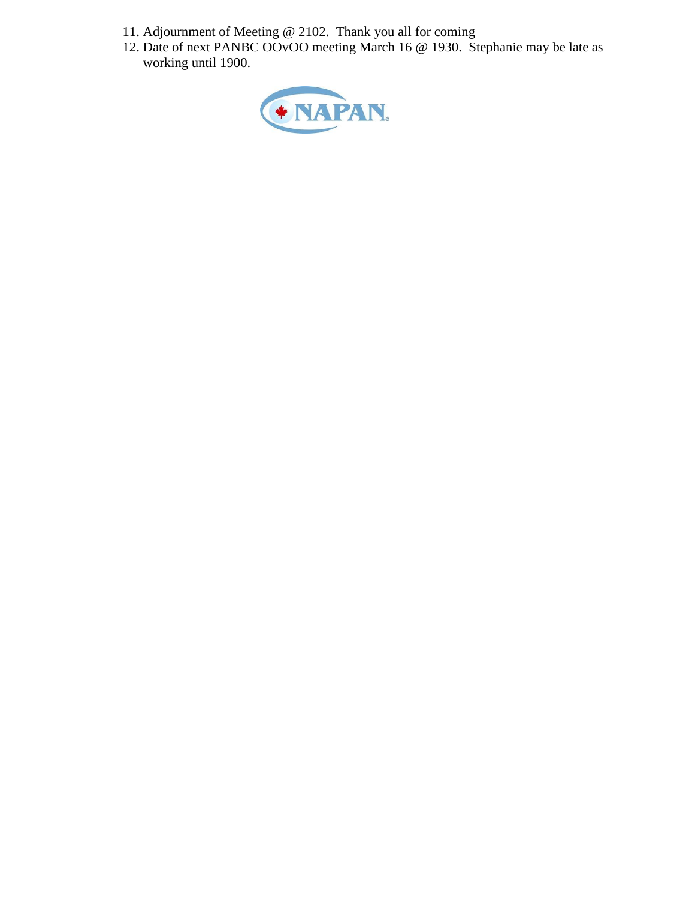11. Adjournment of Meeting @ 2102. Thank you all for coming
12. Date of next PANBC OOvOO meeting March 16 @ 1930. Stephanie may be late as working until 1900.